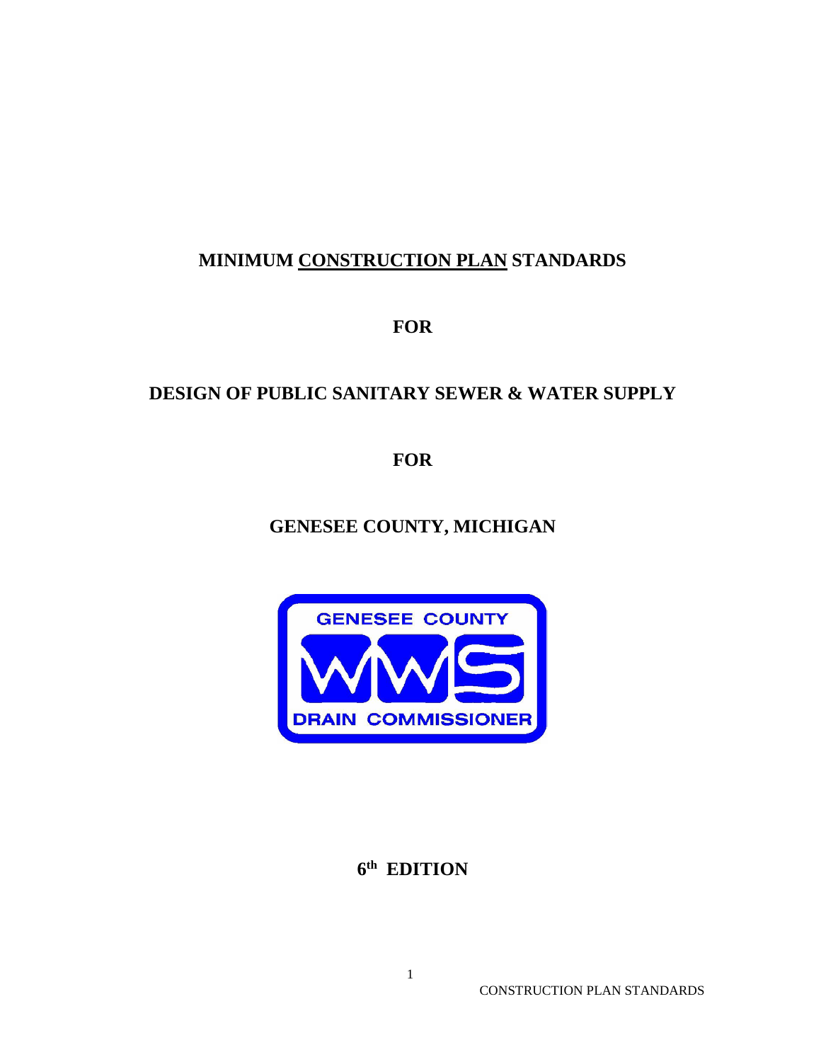# MINIMUM CONSTRUCTION PLAN STANDARDS

# FOR

# DESIGN OF PUBLIC SANITARY SEWER & WATER SUPPLY

# FOR

# GENESEE COUNTY, MICHIGAN

GENESEE COUNTY

WWS

DRAIN COMMISSIONER

**6th EDITION**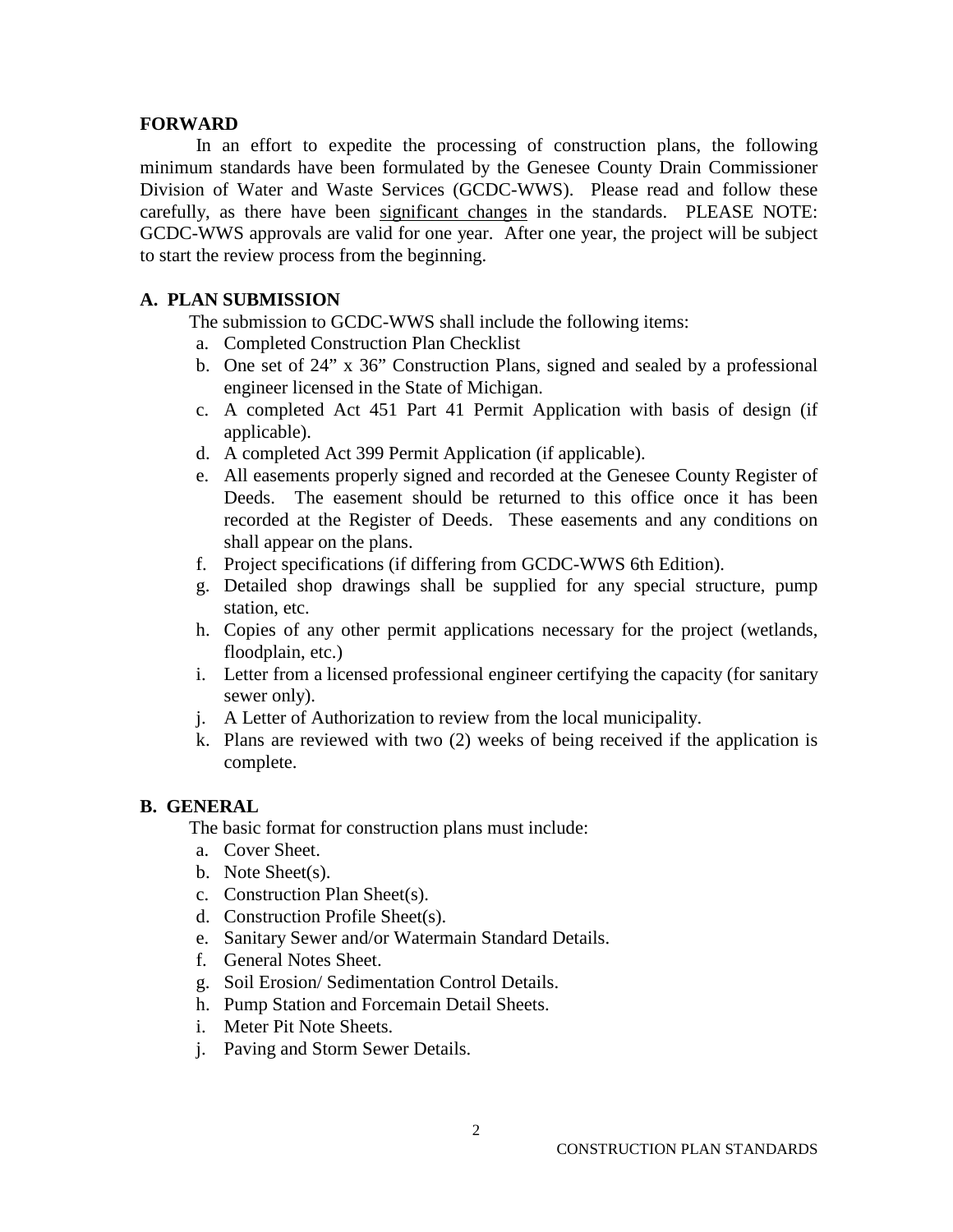## FORWARD

In an effort to expedite the processing of construction plans, the following minimum standards have been formulated by the Genesee County Drain Commissioner Division of Water and Waste Services (GCDC-WWS). Please read and follow these carefully, as there have been <u>significant changes</u> in the standards. PLEASE NOTE: GCDC-WWS approvals are valid for one year. After one year, the project will be subject to start the review process from the beginning.

## A. PLAN SUBMISSION

The submission to GCDC-WWS shall include the following items:

a. Completed Construction Plan Checklist
b. One set of 24" x 36" Construction Plans, signed and sealed by a professional engineer licensed in the State of Michigan.
c. A completed Act 451 Part 41 Permit Application with basis of design (if applicable).
d. A completed Act 399 Permit Application (if applicable).
e. All easements properly signed and recorded at the Genesee County Register of Deeds. The easement should be returned to this office once it has been recorded at the Register of Deeds. These easements and any conditions on shall appear on the plans.
f. Project specifications (if differing from GCDC-WWS 6th Edition).
g. Detailed shop drawings shall be supplied for any special structure, pump station, etc.
h. Copies of any other permit applications necessary for the project (wetlands, floodplain, etc.)
i. Letter from a licensed professional engineer certifying the capacity (for sanitary sewer only).
j. A Letter of Authorization to review from the local municipality.
k. Plans are reviewed with two (2) weeks of being received if the application is complete.

## B. GENERAL

The basic format for construction plans must include:

a. Cover Sheet.
b. Note Sheet(s).
c. Construction Plan Sheet(s).
d. Construction Profile Sheet(s).
e. Sanitary Sewer and/or Watermain Standard Details.
f. General Notes Sheet.
g. Soil Erosion/ Sedimentation Control Details.
h. Pump Station and Forcemain Detail Sheets.
i. Meter Pit Note Sheets.
j. Paving and Storm Sewer Details.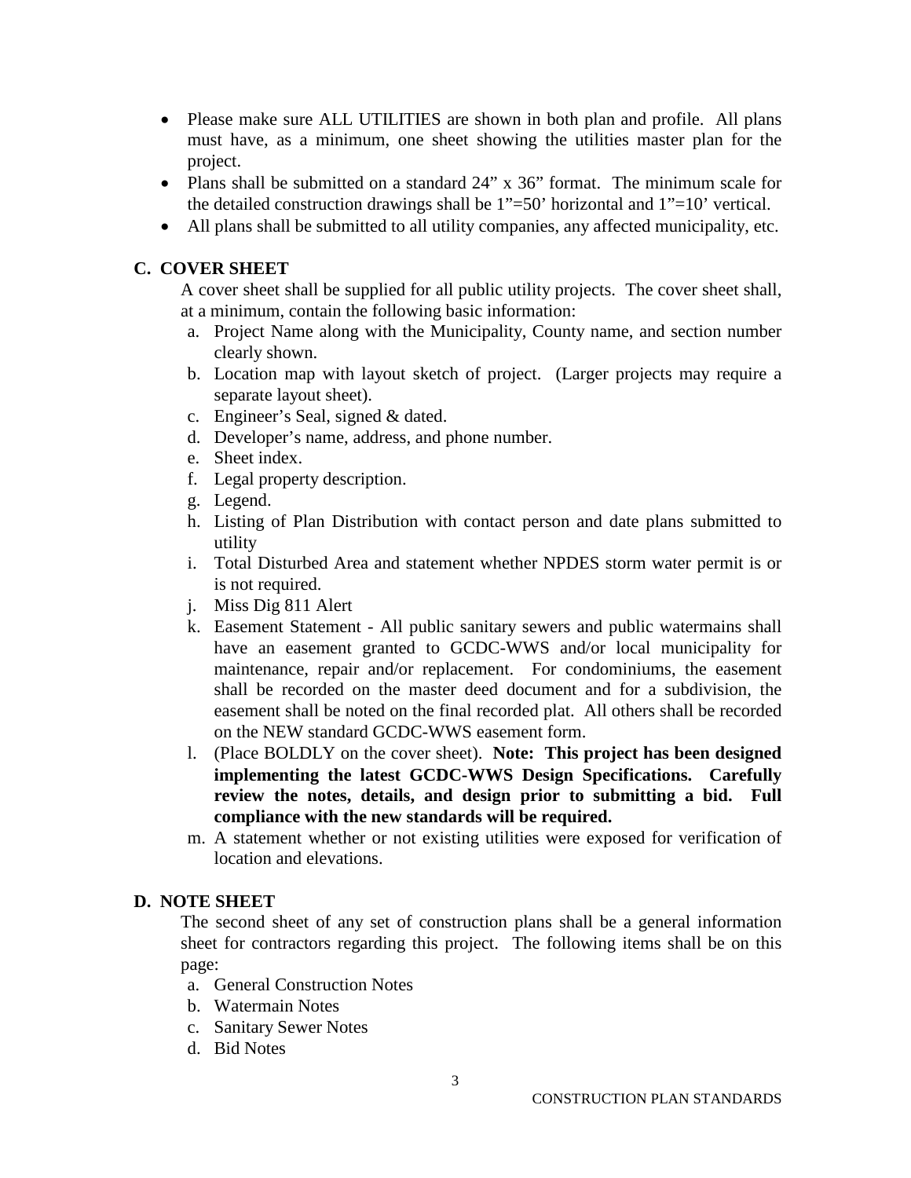- Please make sure ALL UTILITIES are shown in both plan and profile. All plans must have, as a minimum, one sheet showing the utilities master plan for the project.
- Plans shall be submitted on a standard 24" x 36" format. The minimum scale for the detailed construction drawings shall be 1"=50' horizontal and 1"=10' vertical.
- All plans shall be submitted to all utility companies, any affected municipality, etc.

## C. COVER SHEET

A cover sheet shall be supplied for all public utility projects. The cover sheet shall, at a minimum, contain the following basic information:

a. Project Name along with the Municipality, County name, and section number clearly shown.
b. Location map with layout sketch of project. (Larger projects may require a separate layout sheet).
c. Engineer's Seal, signed & dated.
d. Developer's name, address, and phone number.
e. Sheet index.
f. Legal property description.
g. Legend.
h. Listing of Plan Distribution with contact person and date plans submitted to utility
i. Total Disturbed Area and statement whether NPDES storm water permit is or is not required.
j. Miss Dig 811 Alert
k. Easement Statement - All public sanitary sewers and public watermains shall have an easement granted to GCDC-WWS and/or local municipality for maintenance, repair and/or replacement. For condominiums, the easement shall be recorded on the master deed document and for a subdivision, the easement shall be noted on the final recorded plat. All others shall be recorded on the NEW standard GCDC-WWS easement form.
l. (Place BOLDLY on the cover sheet). **Note: This project has been designed implementing the latest GCDC-WWS Design Specifications. Carefully review the notes, details, and design prior to submitting a bid. Full compliance with the new standards will be required.**
m. A statement whether or not existing utilities were exposed for verification of location and elevations.

## D. NOTE SHEET

The second sheet of any set of construction plans shall be a general information sheet for contractors regarding this project. The following items shall be on this page:

a. General Construction Notes
b. Watermain Notes
c. Sanitary Sewer Notes
d. Bid Notes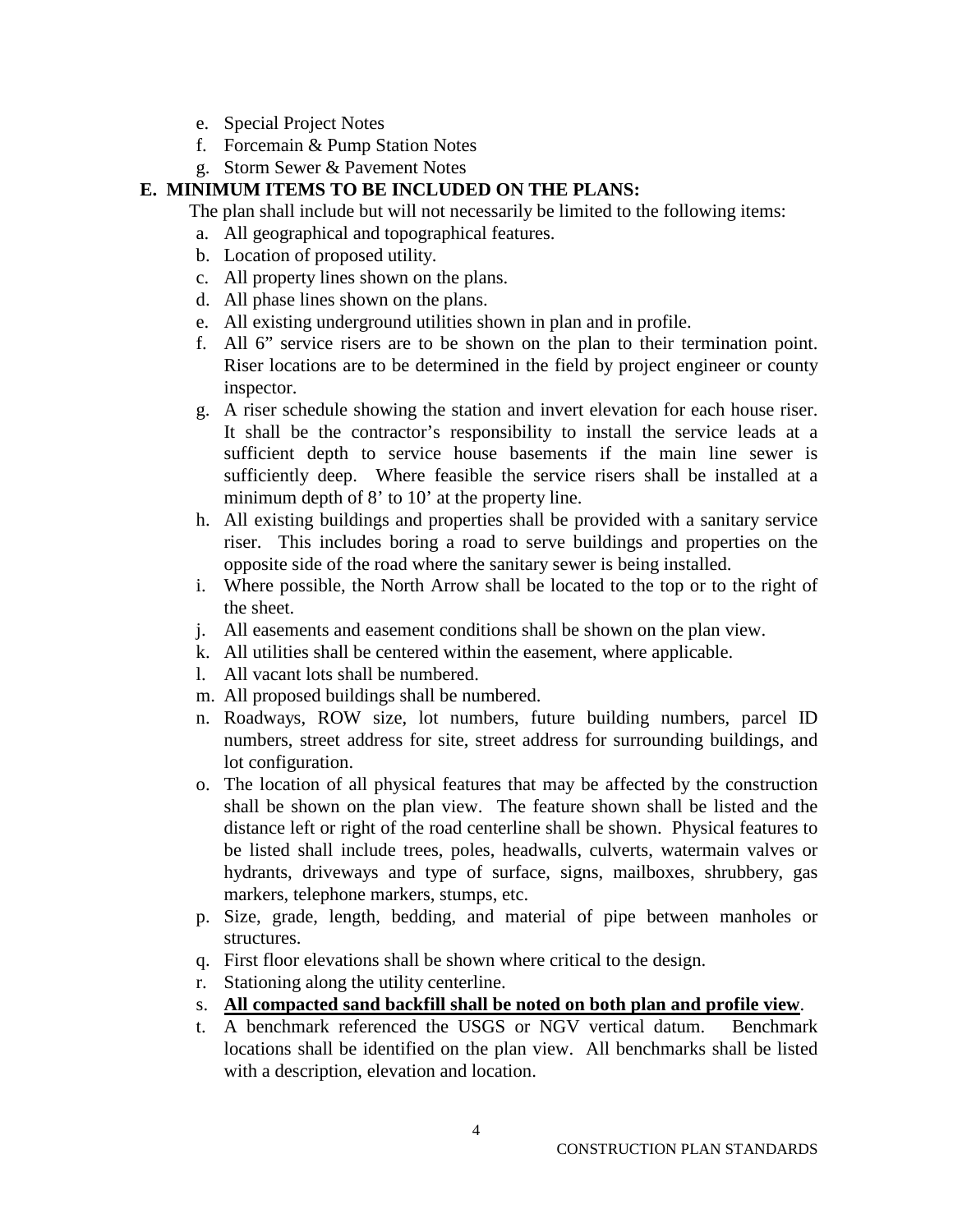e. Special Project Notes
f. Forcemain & Pump Station Notes
g. Storm Sewer & Pavement Notes

**E. MINIMUM ITEMS TO BE INCLUDED ON THE PLANS:**

The plan shall include but will not necessarily be limited to the following items:

a. All geographical and topographical features.
b. Location of proposed utility.
c. All property lines shown on the plans.
d. All phase lines shown on the plans.
e. All existing underground utilities shown in plan and in profile.
f. All 6" service risers are to be shown on the plan to their termination point. Riser locations are to be determined in the field by project engineer or county inspector.
g. A riser schedule showing the station and invert elevation for each house riser. It shall be the contractor's responsibility to install the service leads at a sufficient depth to service house basements if the main line sewer is sufficiently deep. Where feasible the service risers shall be installed at a minimum depth of 8' to 10' at the property line.
h. All existing buildings and properties shall be provided with a sanitary service riser. This includes boring a road to serve buildings and properties on the opposite side of the road where the sanitary sewer is being installed.
i. Where possible, the North Arrow shall be located to the top or to the right of the sheet.
j. All easements and easement conditions shall be shown on the plan view.
k. All utilities shall be centered within the easement, where applicable.
l. All vacant lots shall be numbered.
m. All proposed buildings shall be numbered.
n. Roadways, ROW size, lot numbers, future building numbers, parcel ID numbers, street address for site, street address for surrounding buildings, and lot configuration.
o. The location of all physical features that may be affected by the construction shall be shown on the plan view. The feature shown shall be listed and the distance left or right of the road centerline shall be shown. Physical features to be listed shall include trees, poles, headwalls, culverts, watermain valves or hydrants, driveways and type of surface, signs, mailboxes, shrubbery, gas markers, telephone markers, stumps, etc.
p. Size, grade, length, bedding, and material of pipe between manholes or structures.
q. First floor elevations shall be shown where critical to the design.
r. Stationing along the utility centerline.
s. **<u>All compacted sand backfill shall be noted on both plan and profile view</u>**.
t. A benchmark referenced the USGS or NGV vertical datum. Benchmark locations shall be identified on the plan view. All benchmarks shall be listed with a description, elevation and location.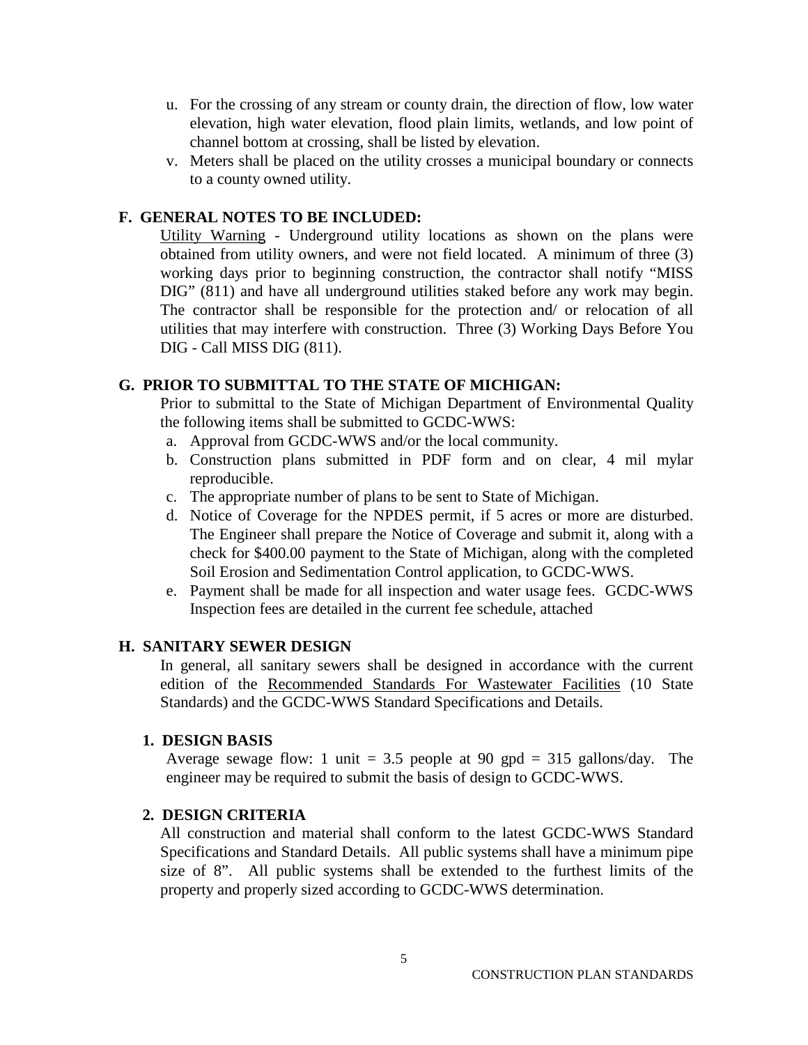u. For the crossing of any stream or county drain, the direction of flow, low water elevation, high water elevation, flood plain limits, wetlands, and low point of channel bottom at crossing, shall be listed by elevation.

v. Meters shall be placed on the utility crosses a municipal boundary or connects to a county owned utility.

## F. GENERAL NOTES TO BE INCLUDED:

Utility Warning - Underground utility locations as shown on the plans were obtained from utility owners, and were not field located. A minimum of three (3) working days prior to beginning construction, the contractor shall notify "MISS DIG" (811) and have all underground utilities staked before any work may begin. The contractor shall be responsible for the protection and/ or relocation of all utilities that may interfere with construction. Three (3) Working Days Before You DIG - Call MISS DIG (811).

## G. PRIOR TO SUBMITTAL TO THE STATE OF MICHIGAN:

Prior to submittal to the State of Michigan Department of Environmental Quality the following items shall be submitted to GCDC-WWS:

a. Approval from GCDC-WWS and/or the local community.
b. Construction plans submitted in PDF form and on clear, 4 mil mylar reproducible.
c. The appropriate number of plans to be sent to State of Michigan.
d. Notice of Coverage for the NPDES permit, if 5 acres or more are disturbed. The Engineer shall prepare the Notice of Coverage and submit it, along with a check for $400.00 payment to the State of Michigan, along with the completed Soil Erosion and Sedimentation Control application, to GCDC-WWS.
e. Payment shall be made for all inspection and water usage fees. GCDC-WWS Inspection fees are detailed in the current fee schedule, attached

## H. SANITARY SEWER DESIGN

In general, all sanitary sewers shall be designed in accordance with the current edition of the Recommended Standards For Wastewater Facilities (10 State Standards) and the GCDC-WWS Standard Specifications and Details.

### 1. DESIGN BASIS

Average sewage flow: 1 unit = 3.5 people at 90 gpd = 315 gallons/day. The engineer may be required to submit the basis of design to GCDC-WWS.

### 2. DESIGN CRITERIA

All construction and material shall conform to the latest GCDC-WWS Standard Specifications and Standard Details. All public systems shall have a minimum pipe size of 8". All public systems shall be extended to the furthest limits of the property and properly sized according to GCDC-WWS determination.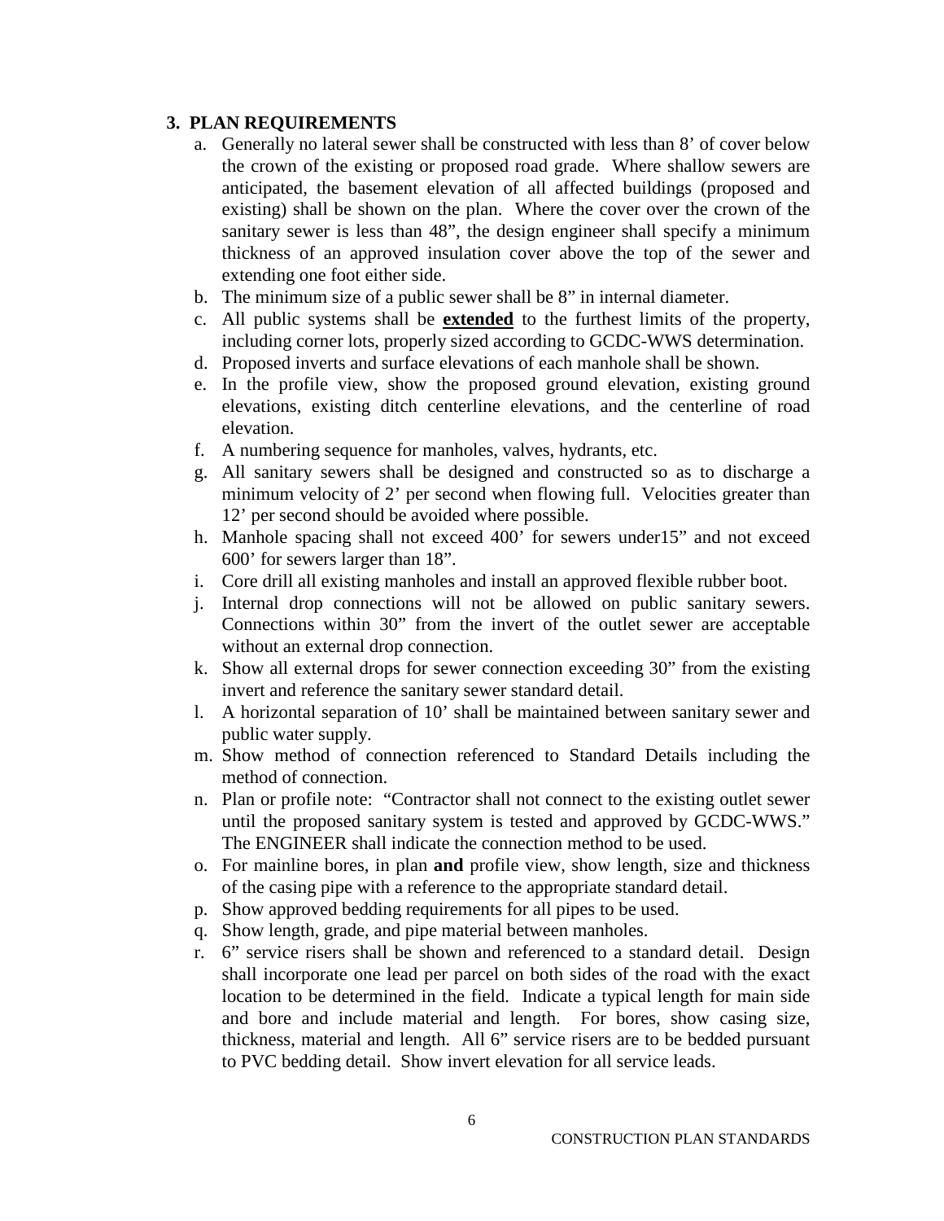### 3. PLAN REQUIREMENTS

a. Generally no lateral sewer shall be constructed with less than 8' of cover below the crown of the existing or proposed road grade. Where shallow sewers are anticipated, the basement elevation of all affected buildings (proposed and existing) shall be shown on the plan. Where the cover over the crown of the sanitary sewer is less than 48", the design engineer shall specify a minimum thickness of an approved insulation cover above the top of the sewer and extending one foot either side.
b. The minimum size of a public sewer shall be 8" in internal diameter.
c. All public systems shall be **extended** to the furthest limits of the property, including corner lots, properly sized according to GCDC-WWS determination.
d. Proposed inverts and surface elevations of each manhole shall be shown.
e. In the profile view, show the proposed ground elevation, existing ground elevations, existing ditch centerline elevations, and the centerline of road elevation.
f. A numbering sequence for manholes, valves, hydrants, etc.
g. All sanitary sewers shall be designed and constructed so as to discharge a minimum velocity of 2' per second when flowing full. Velocities greater than 12' per second should be avoided where possible.
h. Manhole spacing shall not exceed 400' for sewers under15" and not exceed 600' for sewers larger than 18".
i. Core drill all existing manholes and install an approved flexible rubber boot.
j. Internal drop connections will not be allowed on public sanitary sewers. Connections within 30" from the invert of the outlet sewer are acceptable without an external drop connection.
k. Show all external drops for sewer connection exceeding 30" from the existing invert and reference the sanitary sewer standard detail.
l. A horizontal separation of 10' shall be maintained between sanitary sewer and public water supply.
m. Show method of connection referenced to Standard Details including the method of connection.
n. Plan or profile note: "Contractor shall not connect to the existing outlet sewer until the proposed sanitary system is tested and approved by GCDC-WWS." The ENGINEER shall indicate the connection method to be used.
o. For mainline bores, in plan **and** profile view, show length, size and thickness of the casing pipe with a reference to the appropriate standard detail.
p. Show approved bedding requirements for all pipes to be used.
q. Show length, grade, and pipe material between manholes.
r. 6" service risers shall be shown and referenced to a standard detail. Design shall incorporate one lead per parcel on both sides of the road with the exact location to be determined in the field. Indicate a typical length for main side and bore and include material and length. For bores, show casing size, thickness, material and length. All 6" service risers are to be bedded pursuant to PVC bedding detail. Show invert elevation for all service leads.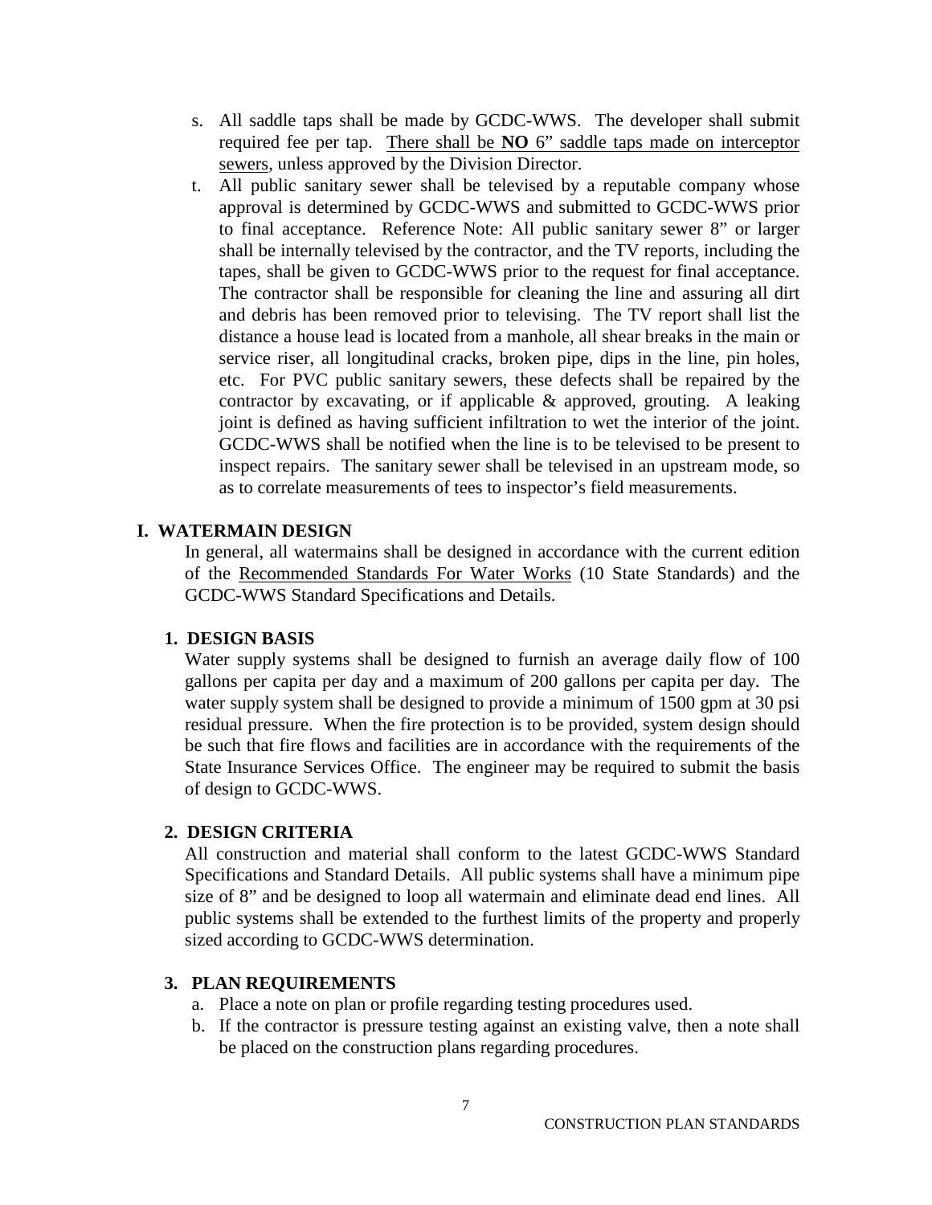s. All saddle taps shall be made by GCDC-WWS. The developer shall submit required fee per tap. There shall be **NO** 6" saddle taps made on interceptor sewers, unless approved by the Division Director.

t. All public sanitary sewer shall be televised by a reputable company whose approval is determined by GCDC-WWS and submitted to GCDC-WWS prior to final acceptance. Reference Note: All public sanitary sewer 8" or larger shall be internally televised by the contractor, and the TV reports, including the tapes, shall be given to GCDC-WWS prior to the request for final acceptance. The contractor shall be responsible for cleaning the line and assuring all dirt and debris has been removed prior to televising. The TV report shall list the distance a house lead is located from a manhole, all shear breaks in the main or service riser, all longitudinal cracks, broken pipe, dips in the line, pin holes, etc. For PVC public sanitary sewers, these defects shall be repaired by the contractor by excavating, or if applicable & approved, grouting. A leaking joint is defined as having sufficient infiltration to wet the interior of the joint. GCDC-WWS shall be notified when the line is to be televised to be present to inspect repairs. The sanitary sewer shall be televised in an upstream mode, so as to correlate measurements of tees to inspector's field measurements.

## I. WATERMAIN DESIGN

In general, all watermains shall be designed in accordance with the current edition of the Recommended Standards For Water Works (10 State Standards) and the GCDC-WWS Standard Specifications and Details.

### 1. DESIGN BASIS

Water supply systems shall be designed to furnish an average daily flow of 100 gallons per capita per day and a maximum of 200 gallons per capita per day. The water supply system shall be designed to provide a minimum of 1500 gpm at 30 psi residual pressure. When the fire protection is to be provided, system design should be such that fire flows and facilities are in accordance with the requirements of the State Insurance Services Office. The engineer may be required to submit the basis of design to GCDC-WWS.

### 2. DESIGN CRITERIA

All construction and material shall conform to the latest GCDC-WWS Standard Specifications and Standard Details. All public systems shall have a minimum pipe size of 8" and be designed to loop all watermain and eliminate dead end lines. All public systems shall be extended to the furthest limits of the property and properly sized according to GCDC-WWS determination.

### 3. PLAN REQUIREMENTS

a. Place a note on plan or profile regarding testing procedures used.

b. If the contractor is pressure testing against an existing valve, then a note shall be placed on the construction plans regarding procedures.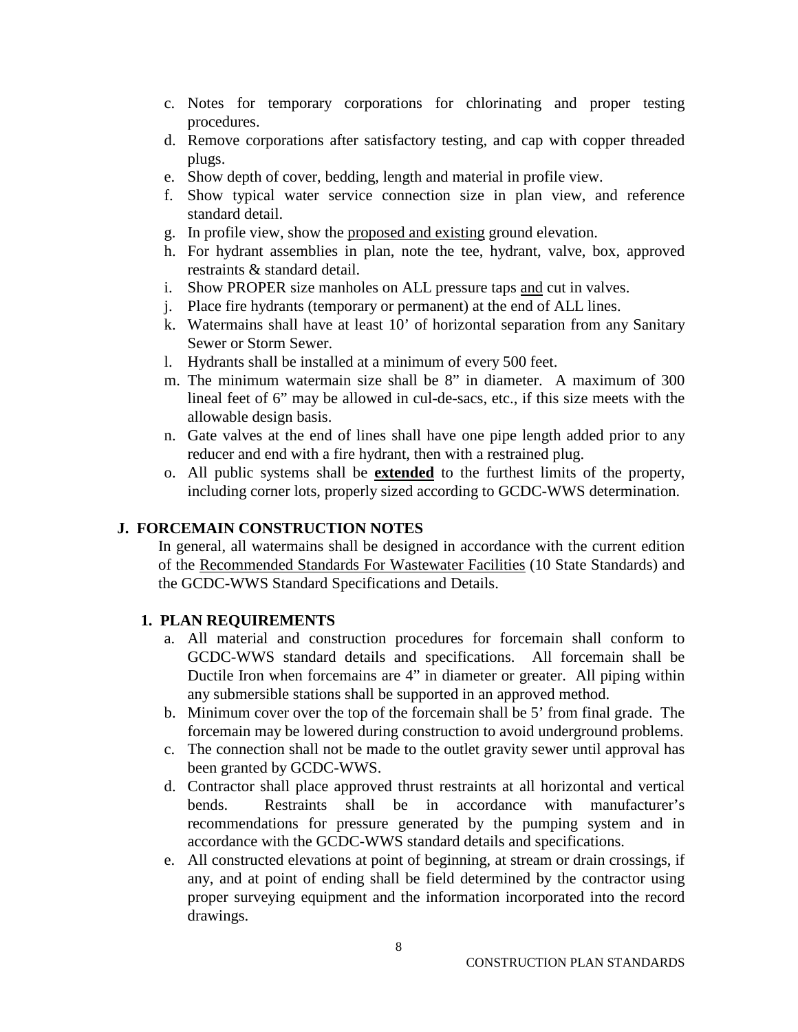c. Notes for temporary corporations for chlorinating and proper testing procedures.
d. Remove corporations after satisfactory testing, and cap with copper threaded plugs.
e. Show depth of cover, bedding, length and material in profile view.
f. Show typical water service connection size in plan view, and reference standard detail.
g. In profile view, show the <u>proposed and existing</u> ground elevation.
h. For hydrant assemblies in plan, note the tee, hydrant, valve, box, approved restraints & standard detail.
i. Show PROPER size manholes on ALL pressure taps <u>and</u> cut in valves.
j. Place fire hydrants (temporary or permanent) at the end of ALL lines.
k. Watermains shall have at least 10' of horizontal separation from any Sanitary Sewer or Storm Sewer.
l. Hydrants shall be installed at a minimum of every 500 feet.
m. The minimum watermain size shall be 8" in diameter. A maximum of 300 lineal feet of 6" may be allowed in cul-de-sacs, etc., if this size meets with the allowable design basis.
n. Gate valves at the end of lines shall have one pipe length added prior to any reducer and end with a fire hydrant, then with a restrained plug.
o. All public systems shall be <u>**extended**</u> to the furthest limits of the property, including corner lots, properly sized according to GCDC-WWS determination.

## J. FORCEMAIN CONSTRUCTION NOTES

In general, all watermains shall be designed in accordance with the current edition of the <u>Recommended Standards For Wastewater Facilities</u> (10 State Standards) and the GCDC-WWS Standard Specifications and Details.

### 1. PLAN REQUIREMENTS

a. All material and construction procedures for forcemain shall conform to GCDC-WWS standard details and specifications. All forcemain shall be Ductile Iron when forcemains are 4" in diameter or greater. All piping within any submersible stations shall be supported in an approved method.
b. Minimum cover over the top of the forcemain shall be 5' from final grade. The forcemain may be lowered during construction to avoid underground problems.
c. The connection shall not be made to the outlet gravity sewer until approval has been granted by GCDC-WWS.
d. Contractor shall place approved thrust restraints at all horizontal and vertical bends. Restraints shall be in accordance with manufacturer's recommendations for pressure generated by the pumping system and in accordance with the GCDC-WWS standard details and specifications.
e. All constructed elevations at point of beginning, at stream or drain crossings, if any, and at point of ending shall be field determined by the contractor using proper surveying equipment and the information incorporated into the record drawings.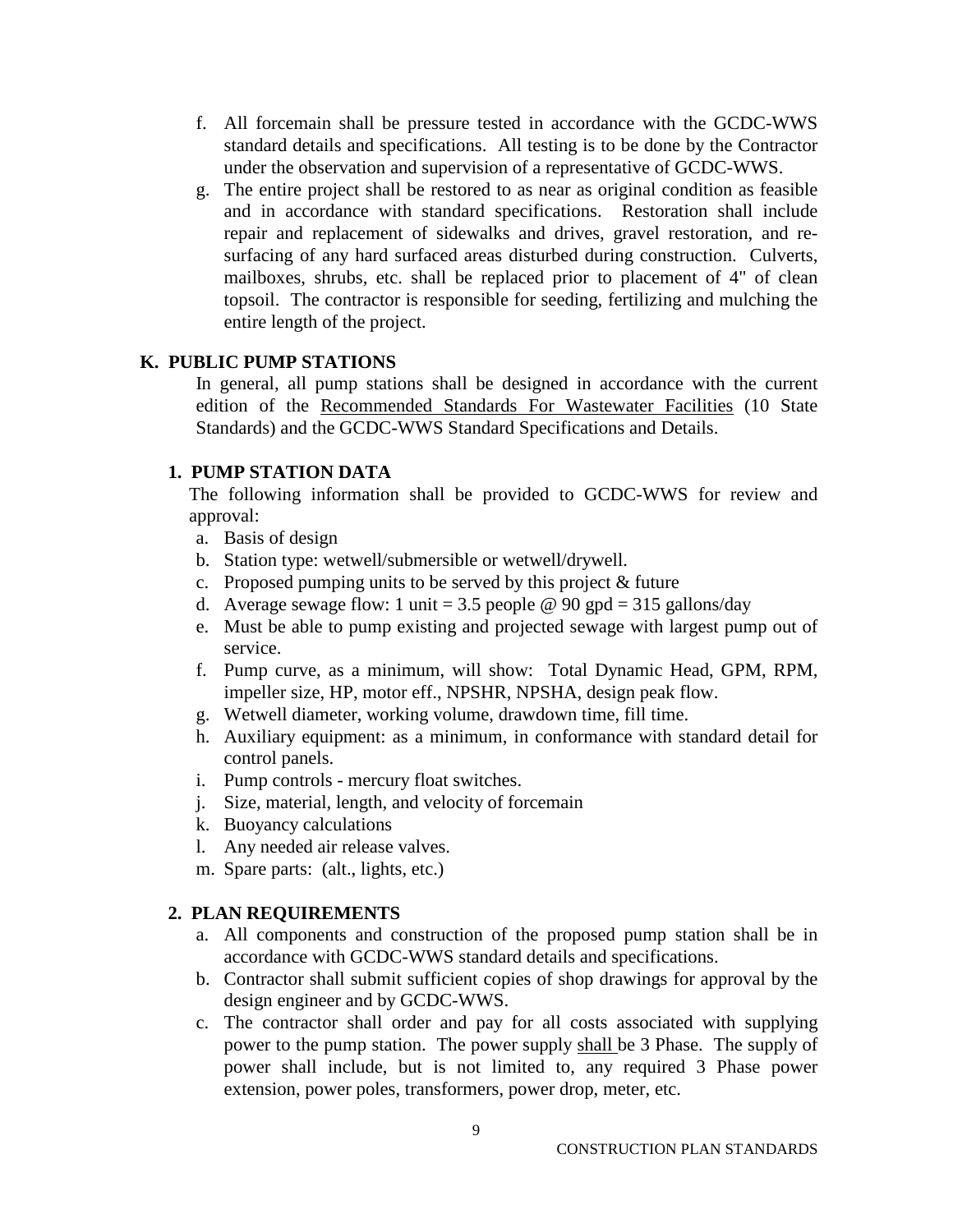f. All forcemain shall be pressure tested in accordance with the GCDC-WWS standard details and specifications. All testing is to be done by the Contractor under the observation and supervision of a representative of GCDC-WWS.

g. The entire project shall be restored to as near as original condition as feasible and in accordance with standard specifications. Restoration shall include repair and replacement of sidewalks and drives, gravel restoration, and re-surfacing of any hard surfaced areas disturbed during construction. Culverts, mailboxes, shrubs, etc. shall be replaced prior to placement of 4" of clean topsoil. The contractor is responsible for seeding, fertilizing and mulching the entire length of the project.

## K. PUBLIC PUMP STATIONS

In general, all pump stations shall be designed in accordance with the current edition of the <u>Recommended Standards For Wastewater Facilities</u> (10 State Standards) and the GCDC-WWS Standard Specifications and Details.

### 1. PUMP STATION DATA

The following information shall be provided to GCDC-WWS for review and approval:

a. Basis of design
b. Station type: wetwell/submersible or wetwell/drywell.
c. Proposed pumping units to be served by this project & future
d. Average sewage flow: 1 unit = 3.5 people @ 90 gpd = 315 gallons/day
e. Must be able to pump existing and projected sewage with largest pump out of service.
f. Pump curve, as a minimum, will show: Total Dynamic Head, GPM, RPM, impeller size, HP, motor eff., NPSHR, NPSHA, design peak flow.
g. Wetwell diameter, working volume, drawdown time, fill time.
h. Auxiliary equipment: as a minimum, in conformance with standard detail for control panels.
i. Pump controls - mercury float switches.
j. Size, material, length, and velocity of forcemain
k. Buoyancy calculations
l. Any needed air release valves.
m. Spare parts: (alt., lights, etc.)

### 2. PLAN REQUIREMENTS

a. All components and construction of the proposed pump station shall be in accordance with GCDC-WWS standard details and specifications.
b. Contractor shall submit sufficient copies of shop drawings for approval by the design engineer and by GCDC-WWS.
c. The contractor shall order and pay for all costs associated with supplying power to the pump station. The power supply <u>shall</u> be 3 Phase. The supply of power shall include, but is not limited to, any required 3 Phase power extension, power poles, transformers, power drop, meter, etc.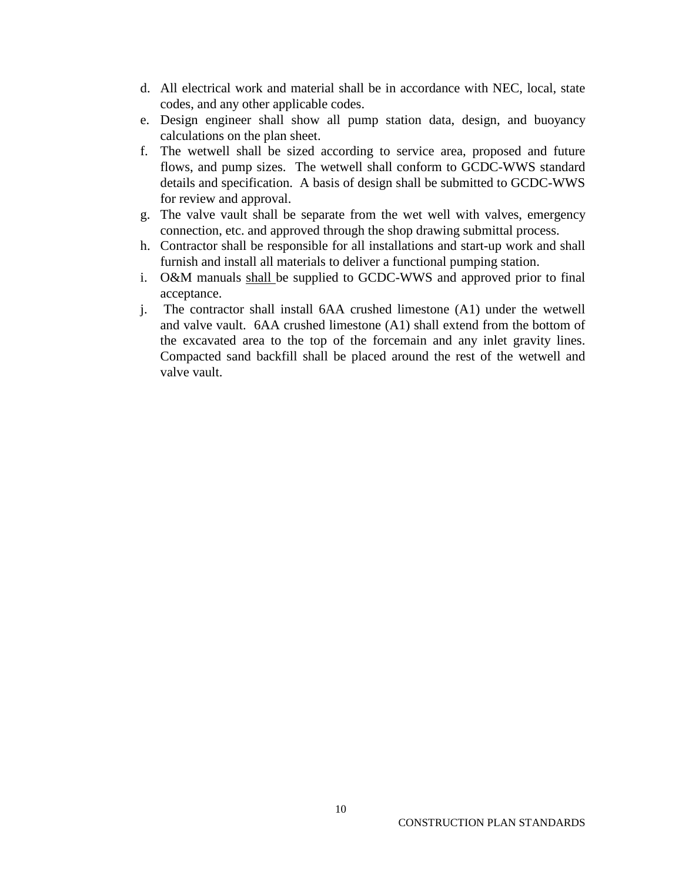d. All electrical work and material shall be in accordance with NEC, local, state codes, and any other applicable codes.
e. Design engineer shall show all pump station data, design, and buoyancy calculations on the plan sheet.
f. The wetwell shall be sized according to service area, proposed and future flows, and pump sizes. The wetwell shall conform to GCDC-WWS standard details and specification. A basis of design shall be submitted to GCDC-WWS for review and approval.
g. The valve vault shall be separate from the wet well with valves, emergency connection, etc. and approved through the shop drawing submittal process.
h. Contractor shall be responsible for all installations and start-up work and shall furnish and install all materials to deliver a functional pumping station.
i. O&M manuals <u>shall</u> be supplied to GCDC-WWS and approved prior to final acceptance.
j. The contractor shall install 6AA crushed limestone (A1) under the wetwell and valve vault. 6AA crushed limestone (A1) shall extend from the bottom of the excavated area to the top of the forcemain and any inlet gravity lines. Compacted sand backfill shall be placed around the rest of the wetwell and valve vault.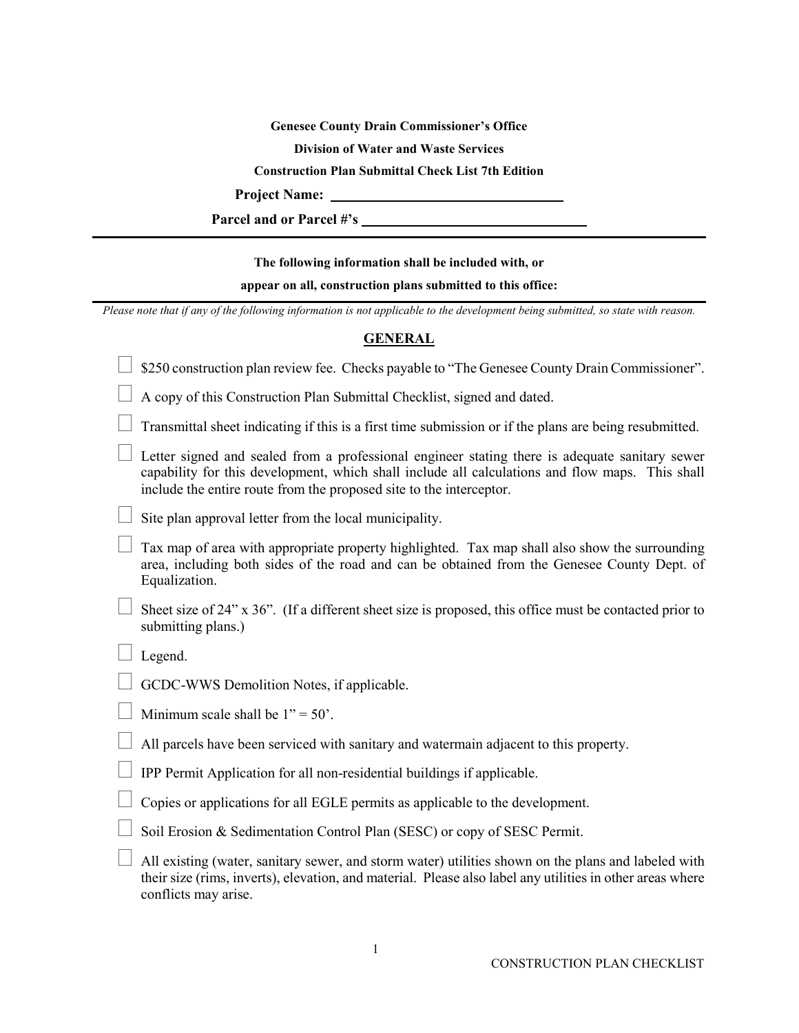**Genesee County Drain Commissioner's Office**

**Division of Water and Waste Services**

**Construction Plan Submittal Check List 7th Edition**

**Project Name:** ________________________________

**Parcel and or Parcel #'s** ______________________________

---

**The following information shall be included with, or appear on all, construction plans submitted to this office:**

---

*Please note that if any of the following information is not applicable to the development being submitted, so state with reason.*

## GENERAL

- ☐ $250 construction plan review fee. Checks payable to "The Genesee County Drain Commissioner".
- ☐ A copy of this Construction Plan Submittal Checklist, signed and dated.
- ☐ Transmittal sheet indicating if this is a first time submission or if the plans are being resubmitted.
- ☐ Letter signed and sealed from a professional engineer stating there is adequate sanitary sewer capability for this development, which shall include all calculations and flow maps. This shall include the entire route from the proposed site to the interceptor.
- ☐ Site plan approval letter from the local municipality.
- ☐ Tax map of area with appropriate property highlighted. Tax map shall also show the surrounding area, including both sides of the road and can be obtained from the Genesee County Dept. of Equalization.
- ☐ Sheet size of 24" x 36". (If a different sheet size is proposed, this office must be contacted prior to submitting plans.)
- ☐ Legend.
- ☐ GCDC-WWS Demolition Notes, if applicable.
- ☐ Minimum scale shall be 1" = 50'.
- ☐ All parcels have been serviced with sanitary and watermain adjacent to this property.
- ☐ IPP Permit Application for all non-residential buildings if applicable.
- ☐ Copies or applications for all EGLE permits as applicable to the development.
- ☐ Soil Erosion & Sedimentation Control Plan (SESC) or copy of SESC Permit.
- ☐ All existing (water, sanitary sewer, and storm water) utilities shown on the plans and labeled with their size (rims, inverts), elevation, and material. Please also label any utilities in other areas where conflicts may arise.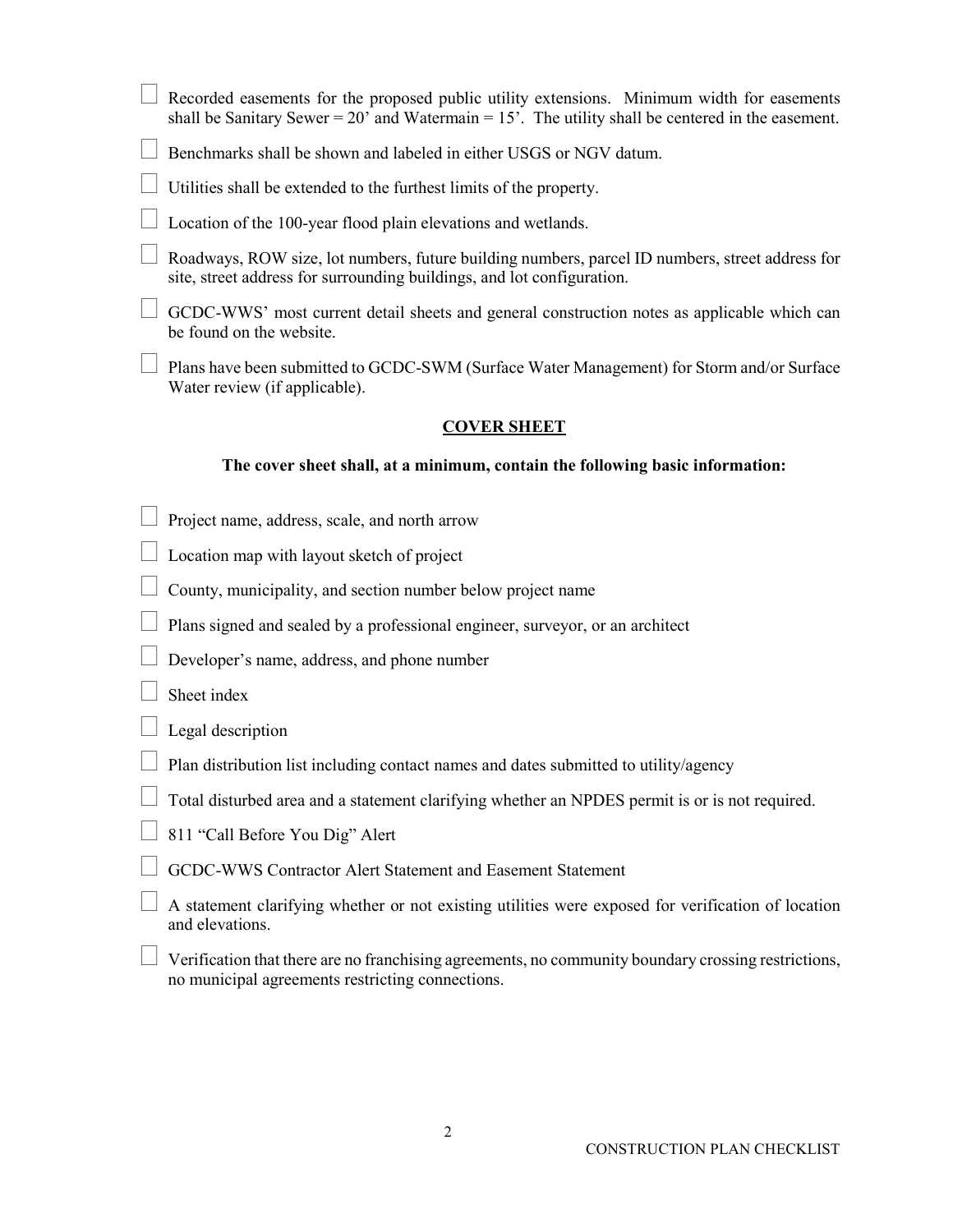- [ ] Recorded easements for the proposed public utility extensions. Minimum width for easements shall be Sanitary Sewer = 20' and Watermain = 15'. The utility shall be centered in the easement.
- [ ] Benchmarks shall be shown and labeled in either USGS or NGV datum.
- [ ] Utilities shall be extended to the furthest limits of the property.
- [ ] Location of the 100-year flood plain elevations and wetlands.
- [ ] Roadways, ROW size, lot numbers, future building numbers, parcel ID numbers, street address for site, street address for surrounding buildings, and lot configuration.
- [ ] GCDC-WWS' most current detail sheets and general construction notes as applicable which can be found on the website.
- [ ] Plans have been submitted to GCDC-SWM (Surface Water Management) for Storm and/or Surface Water review (if applicable).

## COVER SHEET

**The cover sheet shall, at a minimum, contain the following basic information:**

- [ ] Project name, address, scale, and north arrow
- [ ] Location map with layout sketch of project
- [ ] County, municipality, and section number below project name
- [ ] Plans signed and sealed by a professional engineer, surveyor, or an architect
- [ ] Developer's name, address, and phone number
- [ ] Sheet index
- [ ] Legal description
- [ ] Plan distribution list including contact names and dates submitted to utility/agency
- [ ] Total disturbed area and a statement clarifying whether an NPDES permit is or is not required.
- [ ] 811 "Call Before You Dig" Alert
- [ ] GCDC-WWS Contractor Alert Statement and Easement Statement
- [ ] A statement clarifying whether or not existing utilities were exposed for verification of location and elevations.
- [ ] Verification that there are no franchising agreements, no community boundary crossing restrictions, no municipal agreements restricting connections.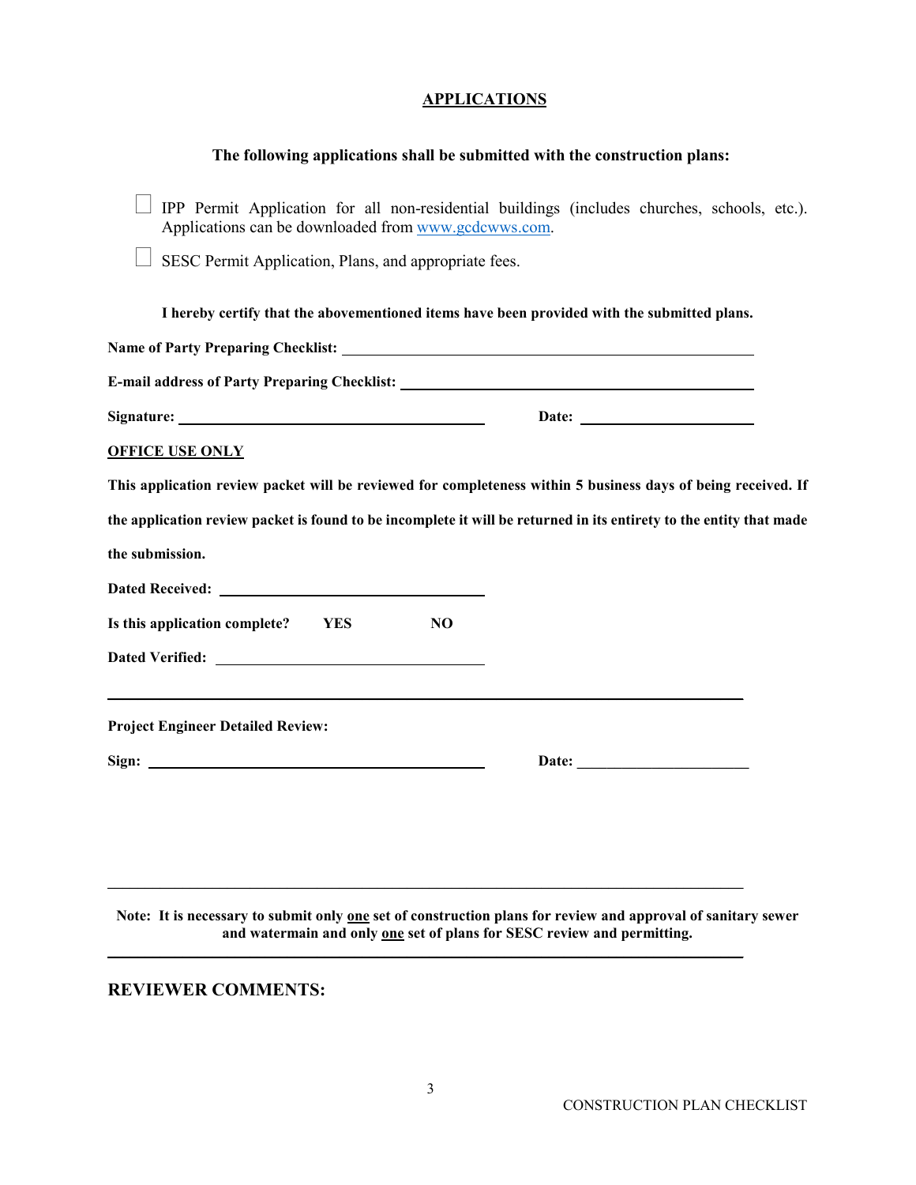## APPLICATIONS

**The following applications shall be submitted with the construction plans:**

- ☐ IPP Permit Application for all non-residential buildings (includes churches, schools, etc.). Applications can be downloaded from [www.gcdcwws.com](www.gcdcwws.com).
- ☐ SESC Permit Application, Plans, and appropriate fees.

**I hereby certify that the abovementioned items have been provided with the submitted plans.**

**Name of Party Preparing Checklist:** ______________________________

**E-mail address of Party Preparing Checklist:** ______________________________

**Signature:** ______________________________ **Date:** ______________________

**OFFICE USE ONLY**

**This application review packet will be reviewed for completeness within 5 business days of being received. If the application review packet is found to be incomplete it will be returned in its entirety to the entity that made the submission.**

**Dated Received:** ______________________________

**Is this application complete? YES NO**

**Dated Verified:** ______________________________

---

**Project Engineer Detailed Review:**

**Sign:** ______________________________ **Date:** ______________________

---

**Note: It is necessary to submit only one set of construction plans for review and approval of sanitary sewer and watermain and only one set of plans for SESC review and permitting.**

---

## REVIEWER COMMENTS: